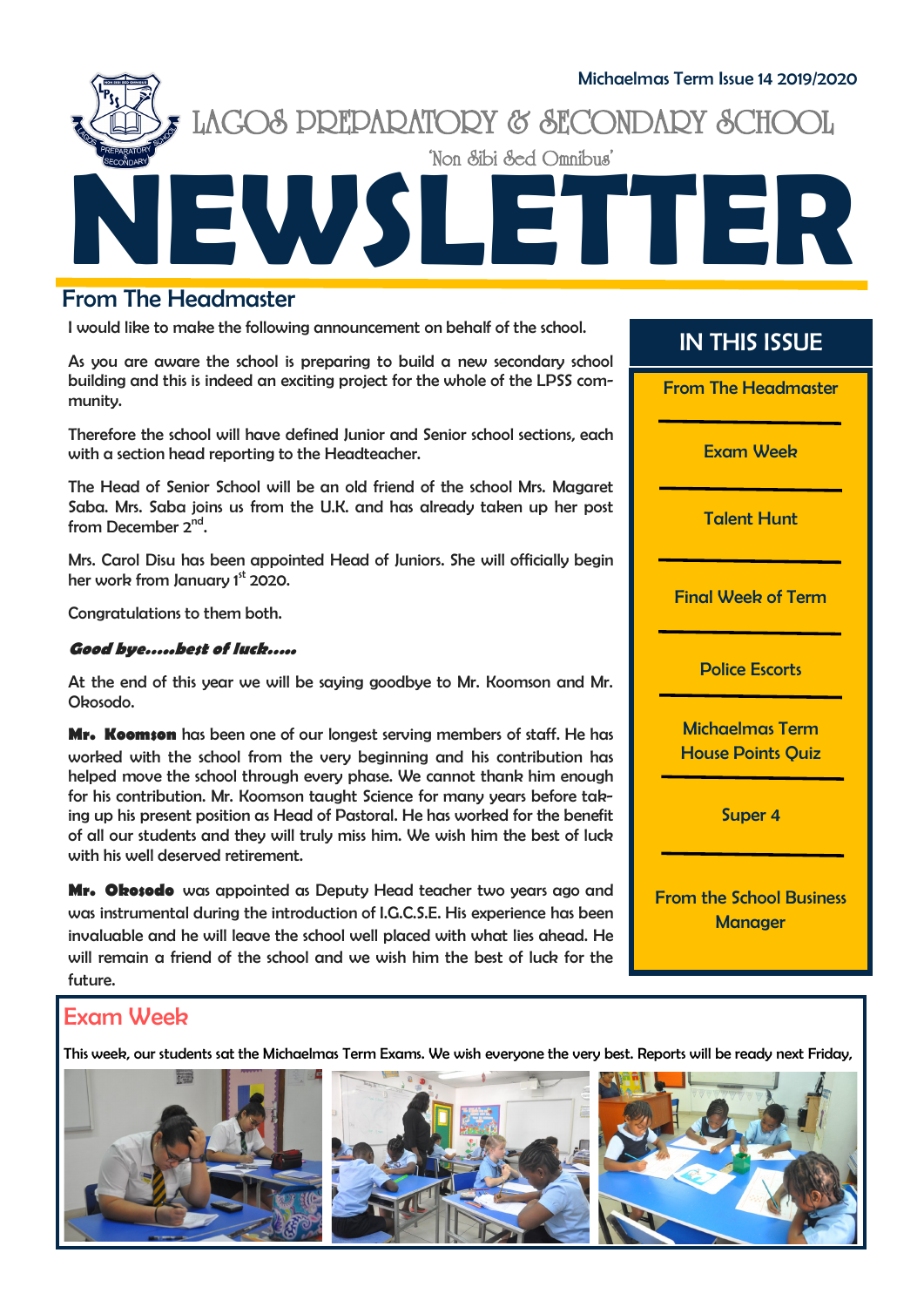Michaelmas Term Issue 14 2019/2020

# LAGOS PREPARATORY & SECONDARY SCHOOL

'Non Sibi Sed Omnibus'

# NEWSLETTER

## IN THIS ISSUE

- From The Headmaster
- Exam Week
- Talent Hunt
- Final Week of Term
- Police Escorts
- Michaelmas Term House Points Quiz
- Super 4
- From the School Business Manager

## From The Headmaster

I would like to make the following announcement on behalf of the school.

As you are aware the school is preparing to build a new secondary school building and this is indeed an exciting project for the whole of the LPSS community.

Therefore the school will have defined Junior and Senior school sections, each with a section head reporting to the Headteacher.

The Head of Senior School will be an old friend of the school Mrs. Magaret Saba. Mrs. Saba joins us from the U.K. and has already taken up her post from December 2nd.

Mrs. Carol Disu has been appointed Head of Juniors. She will officially begin her work from January 1st 2020.

Congratulations to them both.

***Good bye.....best of luck.....***

At the end of this year we will be saying goodbye to Mr. Koomson and Mr. Okosodo.

**Mr. Koomson** has been one of our longest serving members of staff. He has worked with the school from the very beginning and his contribution has helped move the school through every phase. We cannot thank him enough for his contribution. Mr. Koomson taught Science for many years before taking up his present position as Head of Pastoral. He has worked for the benefit of all our students and they will truly miss him. We wish him the best of luck with his well deserved retirement.

**Mr. Okosodo** was appointed as Deputy Head teacher two years ago and was instrumental during the introduction of I.G.C.S.E. His experience has been invaluable and he will leave the school well placed with what lies ahead. He will remain a friend of the school and we wish him the best of luck for the future.

## Exam Week

This week, our students sat the Michaelmas Term Exams. We wish everyone the very best. Reports will be ready next Friday,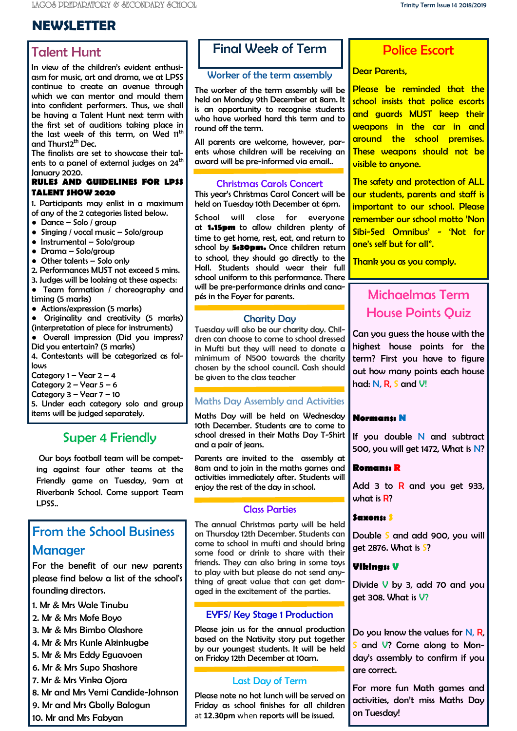# NEWSLETTER

## Talent Hunt

In view of the children's evident enthusiasm for music, art and drama, we at LPSS continue to create an avenue through which we can mentor and mould them into confident performers. Thus, we shall be having a Talent Hunt next term with the first set of auditions taking place in the last week of this term, on Wed 11th and Thurs12th Dec.

The finalists are set to showcase their talents to a panel of external judges on 24th January 2020.

**RULES AND GUIDELINES FOR LPSS TALENT SHOW 2020**

1. Participants may enlist in a maximum of any of the 2 categories listed below.
   - Dance – Solo / group
   - Singing / vocal music – Solo/group
   - Instrumental – Solo/group
   - Drama – Solo/group
   - Other talents – Solo only
2. Performances MUST not exceed 5 mins.
3. Judges will be looking at these aspects:
   - Team formation / choreography and timing (5 marks)
   - Actions/expression (5 marks)
   - Originality and creativity (5 marks) (interpretation of piece for instruments)
   - Overall impression (Did you impress? Did you entertain? (5 marks)
4. Contestants will be categorized as follows

   Category 1 – Year 2 – 4

   Category 2 – Year 5 – 6

   Category 3 – Year 7 – 10
5. Under each category solo and group items will be judged separately.

## Super 4 Friendly

Our boys football team will be competing against four other teams at the Friendly game on Tuesday, 9am at Riverbank School. Come support Team LPSS..

## From the School Business Manager

For the benefit of our new parents please find below a list of the school's founding directors.

1. Mr & Mrs Wale Tinubu
2. Mr & Mrs Mofe Boyo
3. Mr & Mrs Bimbo Olashore
4. Mr & Mrs Kunle Akinkugbe
5. Mr & Mrs Eddy Eguavoen
6. Mr & Mrs Supo Shashore
7. Mr & Mrs Yinka Ojora
8. Mr and Mrs Yemi Candide-Johnson
9. Mr and Mrs Gbolly Balogun
10. Mr and Mrs Fabyan

## Final Week of Term

### Worker of the term assembly

The worker of the term assembly will be held on Monday 9th December at 8am. It is an opportunity to recognise students who have worked hard this term and to round off the term.

All parents are welcome, however, parents whose children will be receiving an award will be pre-informed via email..

### Christmas Carols Concert

This year's Christmas Carol Concert will be held on Tuesday 10th December at 6pm.

School will close for everyone at **1.15pm** to allow children plenty of time to get home, rest, eat, and return to school by **5:30pm.** Once children return to school, they should go directly to the Hall. Students should wear their full school uniform to this performance. There will be pre-performance drinks and canapés in the Foyer for parents.

### Charity Day

Tuesday will also be our charity day. Children can choose to come to school dressed in Mufti but they will need to donate a minimum of N500 towards the charity chosen by the school council. Cash should be given to the class teacher

### Maths Day Assembly and Activities

Maths Day will be held on Wednesday 10th December. Students are to come to school dressed in their Maths Day T-Shirt and a pair of jeans.

Parents are invited to the assembly at 8am and to join in the maths games and activities immediately after. Students will enjoy the rest of the day in school.

### Class Parties

The annual Christmas party will be held on Thursday 12th December. Students can come to school in mufti and should bring some food or drink to share with their friends. They can also bring in some toys to play with but please do not send anything of great value that can get damaged in the excitement of the parties.

### EYFS/ Key Stage 1 Production

Please join us for the annual production based on the Nativity story put together by our youngest students. It will be held on Friday 12th December at 10am.

### Last Day of Term

Please note no hot lunch will be served on Friday as school finishes for all children at **12.30pm** when reports will be issued.

## Police Escort

Dear Parents,

Please be reminded that the school insists that police escorts and guards MUST keep their weapons in the car in and around the school premises. These weapons should not be visible to anyone.

The safety and protection of ALL our students, parents and staff is important to our school. Please remember our school motto 'Non Sibi-Sed Omnibus' - 'Not for one's self but for all".

Thank you as you comply.

## Michaelmas Term House Points Quiz

Can you guess the house with the highest house points for the term? First you have to figure out how many points each house had: N, R, S and V!

**Normans: N**

If you double N and subtract 500, you will get 1472, What is N?

**Romans: R**

Add 3 to R and you get 933, what is R?

**Saxons: S**

Double S and add 900, you will get 2876. What is S?

**Vikings: V**

Divide V by 3, add 70 and you get 308. What is V?

Do you know the values for N, R, S and V? Come along to Monday's assembly to confirm if you are correct.

For more fun Math games and activities, don't miss Maths Day on Tuesday!